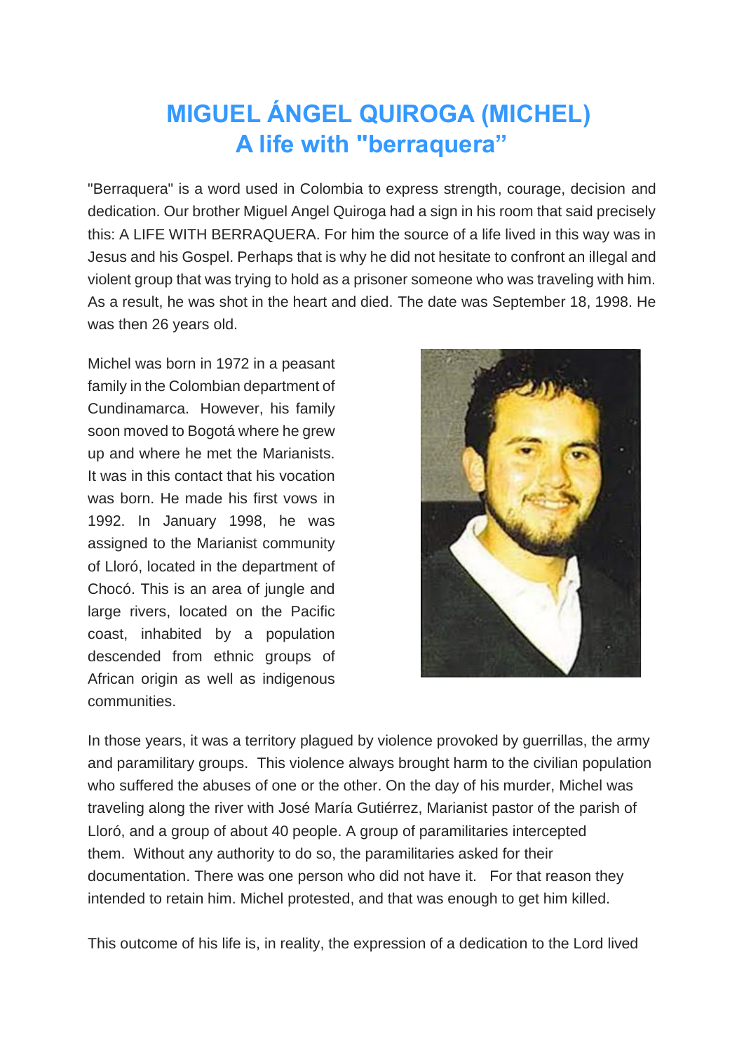# MIGUEL ÁNGEL QUIROGA (MICHEL)
## A life with "berraquera"

"Berraquera" is a word used in Colombia to express strength, courage, decision and dedication. Our brother Miguel Angel Quiroga had a sign in his room that said precisely this: A LIFE WITH BERRAQUERA. For him the source of a life lived in this way was in Jesus and his Gospel. Perhaps that is why he did not hesitate to confront an illegal and violent group that was trying to hold as a prisoner someone who was traveling with him. As a result, he was shot in the heart and died. The date was September 18, 1998. He was then 26 years old.

Michel was born in 1972 in a peasant family in the Colombian department of Cundinamarca. However, his family soon moved to Bogotá where he grew up and where he met the Marianists. It was in this contact that his vocation was born. He made his first vows in 1992. In January 1998, he was assigned to the Marianist community of Lloró, located in the department of Chocó. This is an area of jungle and large rivers, located on the Pacific coast, inhabited by a population descended from ethnic groups of African origin as well as indigenous communities.

In those years, it was a territory plagued by violence provoked by guerrillas, the army and paramilitary groups. This violence always brought harm to the civilian population who suffered the abuses of one or the other. On the day of his murder, Michel was traveling along the river with José María Gutiérrez, Marianist pastor of the parish of Lloró, and a group of about 40 people. A group of paramilitaries intercepted them. Without any authority to do so, the paramilitaries asked for their documentation. There was one person who did not have it. For that reason they intended to retain him. Michel protested, and that was enough to get him killed.

This outcome of his life is, in reality, the expression of a dedication to the Lord lived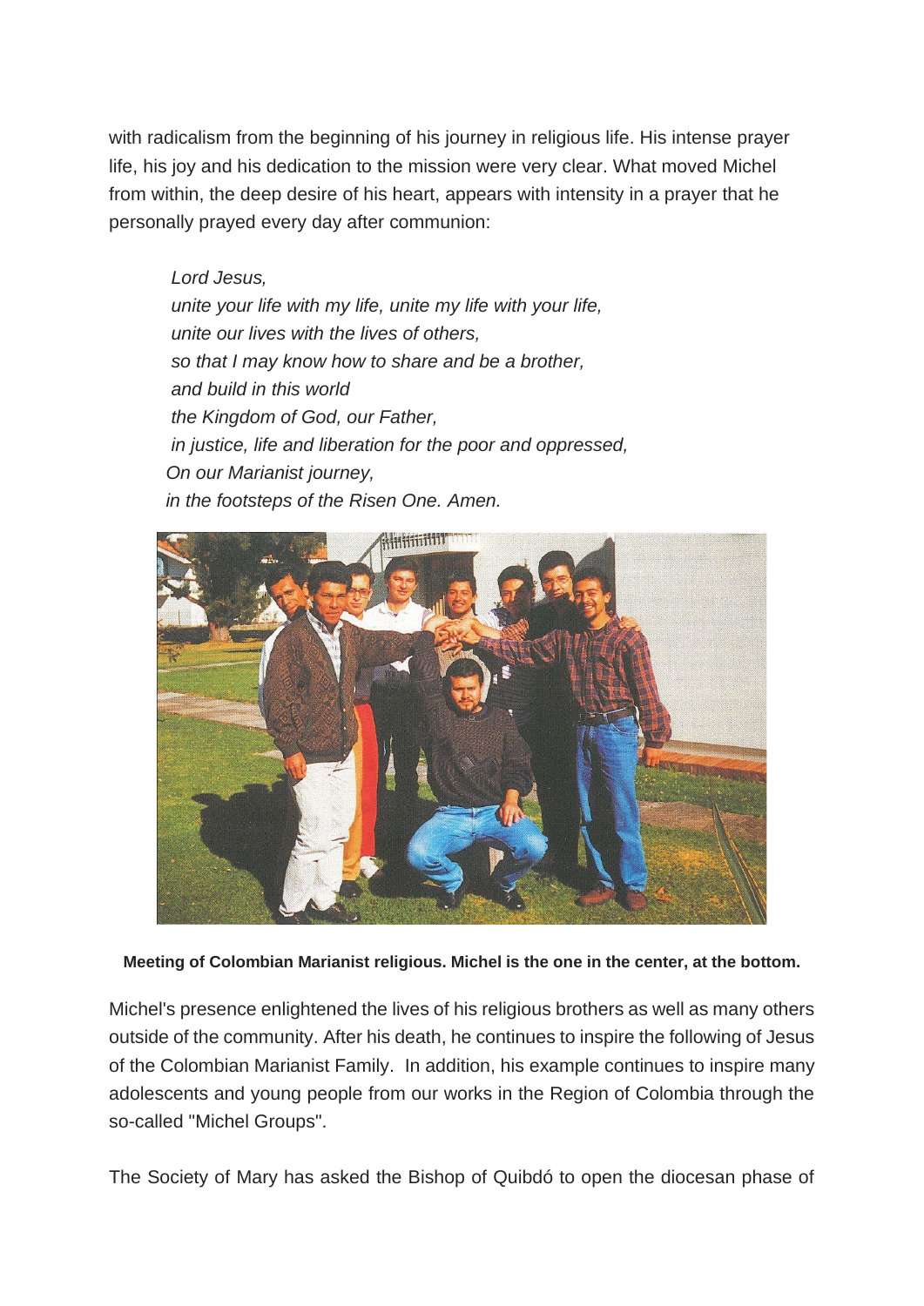with radicalism from the beginning of his journey in religious life. His intense prayer life, his joy and his dedication to the mission were very clear. What moved Michel from within, the deep desire of his heart, appears with intensity in a prayer that he personally prayed every day after communion:

> *Lord Jesus,*
> *unite your life with my life, unite my life with your life,*
> *unite our lives with the lives of others,*
> *so that I may know how to share and be a brother,*
> *and build in this world*
> *the Kingdom of God, our Father,*
> *in justice, life and liberation for the poor and oppressed,*
> *On our Marianist journey,*
> *in the footsteps of the Risen One. Amen.*

**Meeting of Colombian Marianist religious. Michel is the one in the center, at the bottom.**

Michel's presence enlightened the lives of his religious brothers as well as many others outside of the community. After his death, he continues to inspire the following of Jesus of the Colombian Marianist Family. In addition, his example continues to inspire many adolescents and young people from our works in the Region of Colombia through the so-called "Michel Groups".

The Society of Mary has asked the Bishop of Quibdó to open the diocesan phase of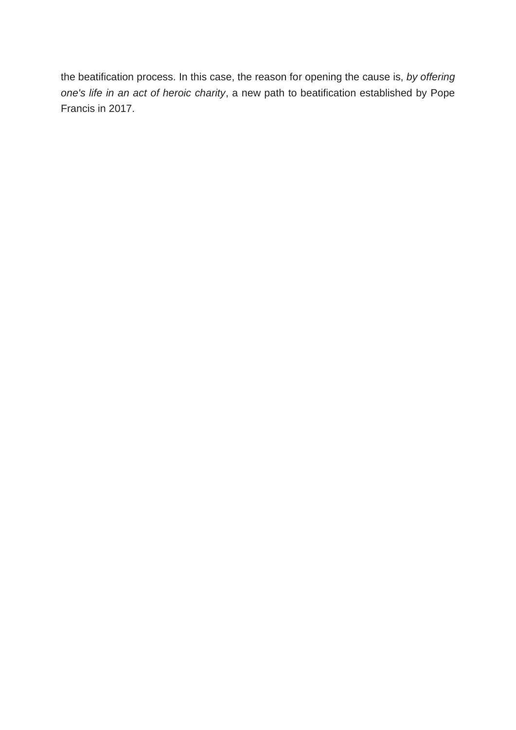the beatification process. In this case, the reason for opening the cause is, *by offering one's life in an act of heroic charity*, a new path to beatification established by Pope Francis in 2017.